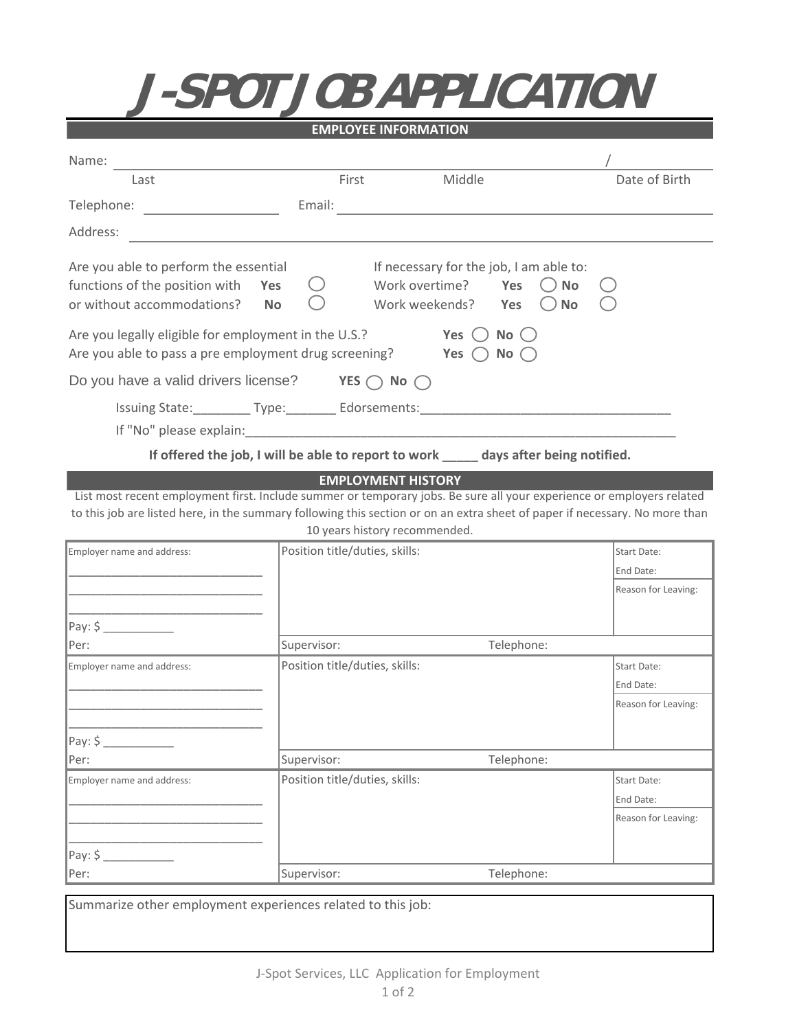# J-SPOT JOB APPLICATION

## EMPLOYEE INFORMATION

Name: ____________________________________________ / ____________

Last          First          Middle          Date of Birth

Telephone: ________________ Email: ________________________________

Address: ________________________________________________________

Are you able to perform the essential functions of the position with or without accommodations? **Yes** ◯ **No** ◯

If necessary for the job, I am able to:
Work overtime? **Yes** ◯ **No** ◯
Work weekends? **Yes** ◯ **No** ◯

Are you legally eligible for employment in the U.S.? **Yes** ◯ **No** ◯
Are you able to pass a pre employment drug screening? **Yes** ◯ **No** ◯

Do you have a valid drivers license? **YES** ◯ **No** ◯

Issuing State:________ Type:_______ Edorsements:___________________________________

If "No" please explain:______________________________________________________________

**If offered the job, I will be able to report to work _____ days after being notified.**

## EMPLOYMENT HISTORY

List most recent employment first. Include summer or temporary jobs. Be sure all your experience or employers related to this job are listed here, in the summary following this section or on an extra sheet of paper if necessary. No more than 10 years history recommended.

| Employer name and address: | Position title/duties, skills: | | Start Date: |
|---|---|---|---|
| ______________________________ | | | End Date: |
| ______________________________ | | | Reason for Leaving: |
| ______________________________ | | | |
| Pay: $ ___________ | | | |
| Per: | Supervisor: | Telephone: | |
| Employer name and address: | Position title/duties, skills: | | Start Date: |
| ______________________________ | | | End Date: |
| ______________________________ | | | Reason for Leaving: |
| ______________________________ | | | |
| Pay: $ ___________ | | | |
| Per: | Supervisor: | Telephone: | |
| Employer name and address: | Position title/duties, skills: | | Start Date: |
| ______________________________ | | | End Date: |
| ______________________________ | | | Reason for Leaving: |
| ______________________________ | | | |
| Pay: $ ___________ | | | |
| Per: | Supervisor: | Telephone: | |

Summarize other employment experiences related to this job:

J-Spot Services, LLC Application for Employment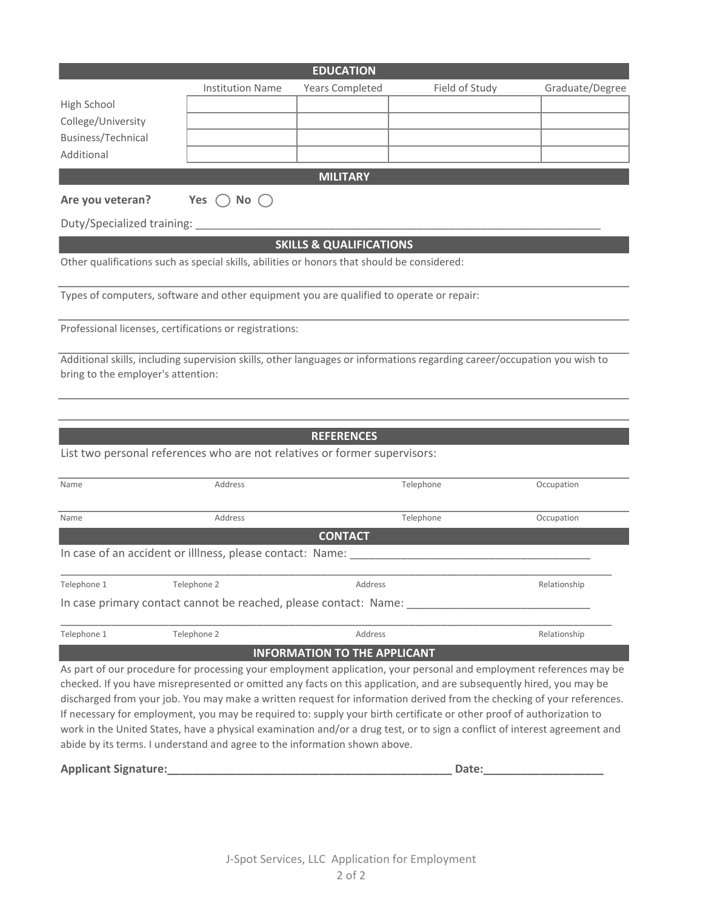## EDUCATION

| | Institution Name | Years Completed | Field of Study | Graduate/Degree |
|---|---|---|---|---|
| High School | | | | |
| College/University | | | | |
| Business/Technical | | | | |
| Additional | | | | |

## MILITARY

**Are you veteran?** **Yes** ◯ **No** ◯

Duty/Specialized training: ___________________________________________________________________

## SKILLS & QUALIFICATIONS

Other qualifications such as special skills, abilities or honors that should be considered:

___________________________________________________________________

Types of computers, software and other equipment you are qualified to operate or repair:

___________________________________________________________________

Professional licenses, certifications or registrations:

___________________________________________________________________

Additional skills, including supervision skills, other languages or informations regarding career/occupation you wish to bring to the employer's attention:

___________________________________________________________________

___________________________________________________________________

## REFERENCES

List two personal references who are not relatives or former supervisors:

___________________________________________________________________

Name | Address | Telephone | Occupation

___________________________________________________________________

Name | Address | Telephone | Occupation

## CONTACT

In case of an accident or illlness, please contact: Name: _______________________________________

___________________________________________________________________

Telephone 1 | Telephone 2 | Address | Relationship

In case primary contact cannot be reached, please contact: Name: _____________________________

___________________________________________________________________

Telephone 1 | Telephone 2 | Address | Relationship

## INFORMATION TO THE APPLICANT

As part of our procedure for processing your employment application, your personal and employment references may be checked. If you have misrepresented or omitted any facts on this application, and are subsequently hired, you may be discharged from your job. You may make a written request for information derived from the checking of your references. If necessary for employment, you may be required to: supply your birth certificate or other proof of authorization to work in the United States, have a physical examination and/or a drug test, or to sign a conflict of interest agreement and abide by its terms. I understand and agree to the information shown above.

**Applicant Signature:______________________________________________ Date:__________________**